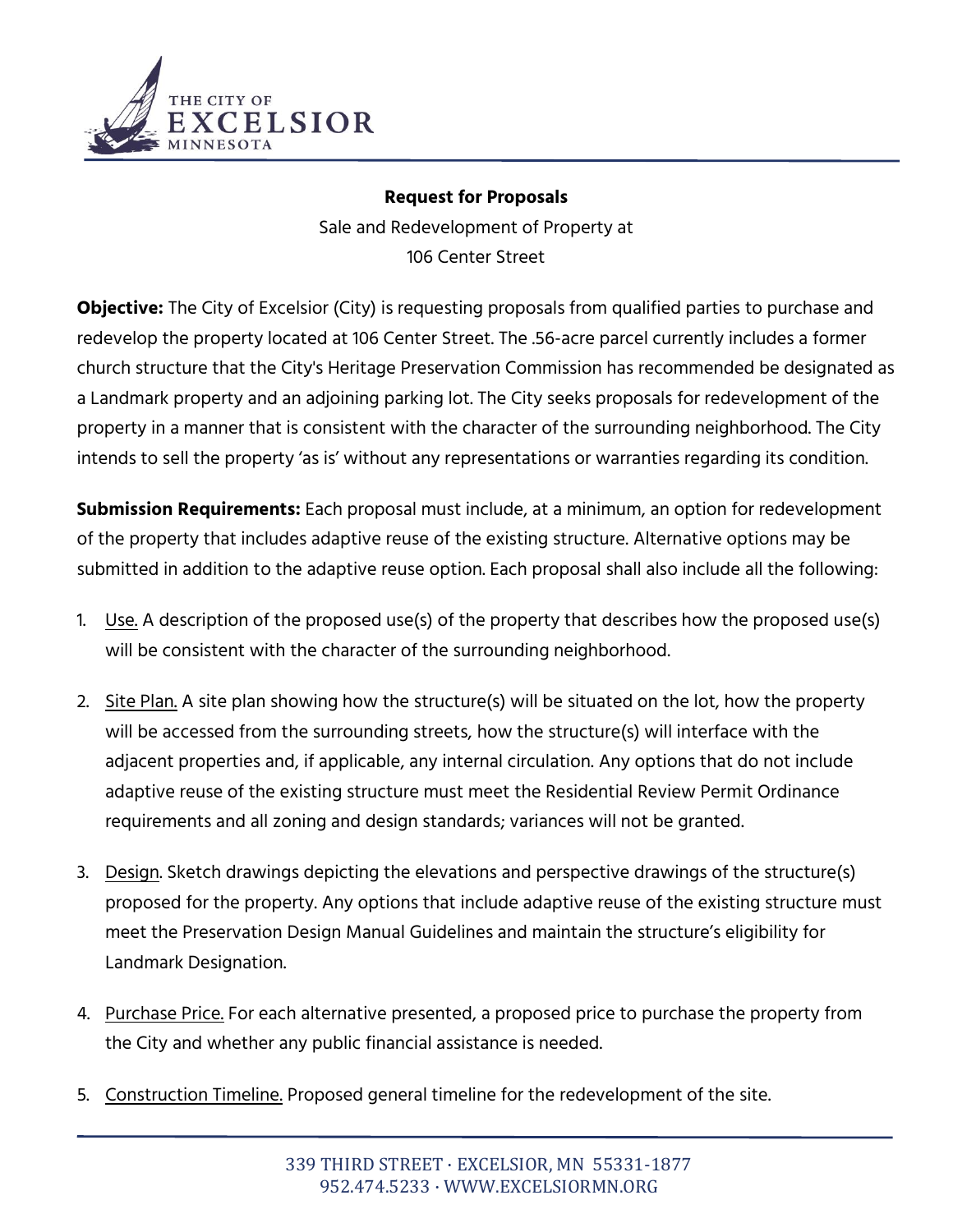THE CITY OF
EXCELSIOR
MINNESOTA

**Request for Proposals**

Sale and Redevelopment of Property at
106 Center Street

**Objective:** The City of Excelsior (City) is requesting proposals from qualified parties to purchase and redevelop the property located at 106 Center Street. The .56-acre parcel currently includes a former church structure that the City's Heritage Preservation Commission has recommended be designated as a Landmark property and an adjoining parking lot. The City seeks proposals for redevelopment of the property in a manner that is consistent with the character of the surrounding neighborhood. The City intends to sell the property 'as is' without any representations or warranties regarding its condition.

**Submission Requirements:** Each proposal must include, at a minimum, an option for redevelopment of the property that includes adaptive reuse of the existing structure. Alternative options may be submitted in addition to the adaptive reuse option. Each proposal shall also include all the following:

1. Use. A description of the proposed use(s) of the property that describes how the proposed use(s) will be consistent with the character of the surrounding neighborhood.
2. Site Plan. A site plan showing how the structure(s) will be situated on the lot, how the property will be accessed from the surrounding streets, how the structure(s) will interface with the adjacent properties and, if applicable, any internal circulation. Any options that do not include adaptive reuse of the existing structure must meet the Residential Review Permit Ordinance requirements and all zoning and design standards; variances will not be granted.
3. Design. Sketch drawings depicting the elevations and perspective drawings of the structure(s) proposed for the property. Any options that include adaptive reuse of the existing structure must meet the Preservation Design Manual Guidelines and maintain the structure's eligibility for Landmark Designation.
4. Purchase Price. For each alternative presented, a proposed price to purchase the property from the City and whether any public financial assistance is needed.
5. Construction Timeline. Proposed general timeline for the redevelopment of the site.

339 THIRD STREET · EXCELSIOR, MN 55331-1877
952.474.5233 · WWW.EXCELSIORMN.ORG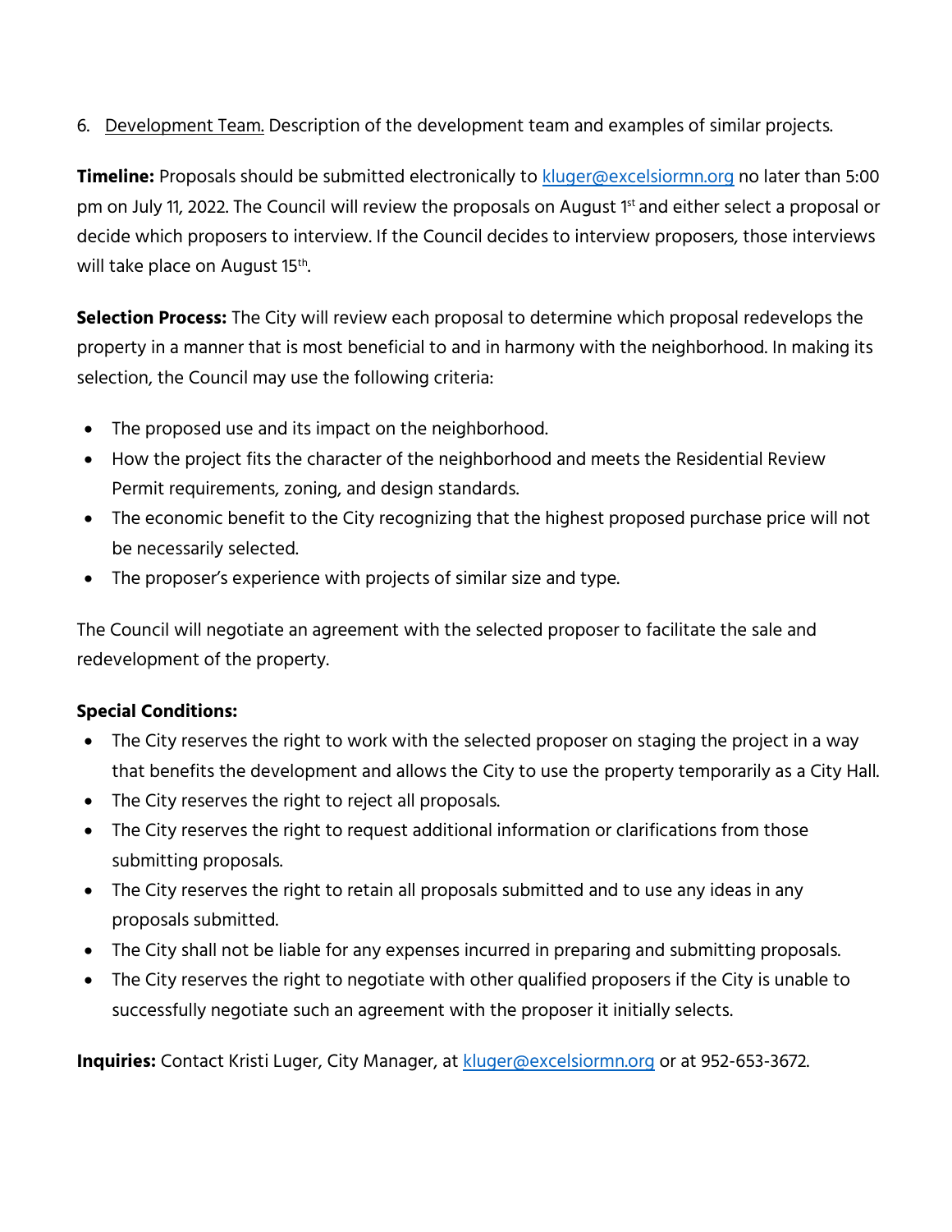6. Development Team. Description of the development team and examples of similar projects.

**Timeline:** Proposals should be submitted electronically to kluger@excelsiormn.org no later than 5:00 pm on July 11, 2022. The Council will review the proposals on August 1st and either select a proposal or decide which proposers to interview. If the Council decides to interview proposers, those interviews will take place on August 15th.

**Selection Process:** The City will review each proposal to determine which proposal redevelops the property in a manner that is most beneficial to and in harmony with the neighborhood. In making its selection, the Council may use the following criteria:

- The proposed use and its impact on the neighborhood.
- How the project fits the character of the neighborhood and meets the Residential Review Permit requirements, zoning, and design standards.
- The economic benefit to the City recognizing that the highest proposed purchase price will not be necessarily selected.
- The proposer's experience with projects of similar size and type.

The Council will negotiate an agreement with the selected proposer to facilitate the sale and redevelopment of the property.

**Special Conditions:**

- The City reserves the right to work with the selected proposer on staging the project in a way that benefits the development and allows the City to use the property temporarily as a City Hall.
- The City reserves the right to reject all proposals.
- The City reserves the right to request additional information or clarifications from those submitting proposals.
- The City reserves the right to retain all proposals submitted and to use any ideas in any proposals submitted.
- The City shall not be liable for any expenses incurred in preparing and submitting proposals.
- The City reserves the right to negotiate with other qualified proposers if the City is unable to successfully negotiate such an agreement with the proposer it initially selects.

**Inquiries:** Contact Kristi Luger, City Manager, at kluger@excelsiormn.org or at 952-653-3672.